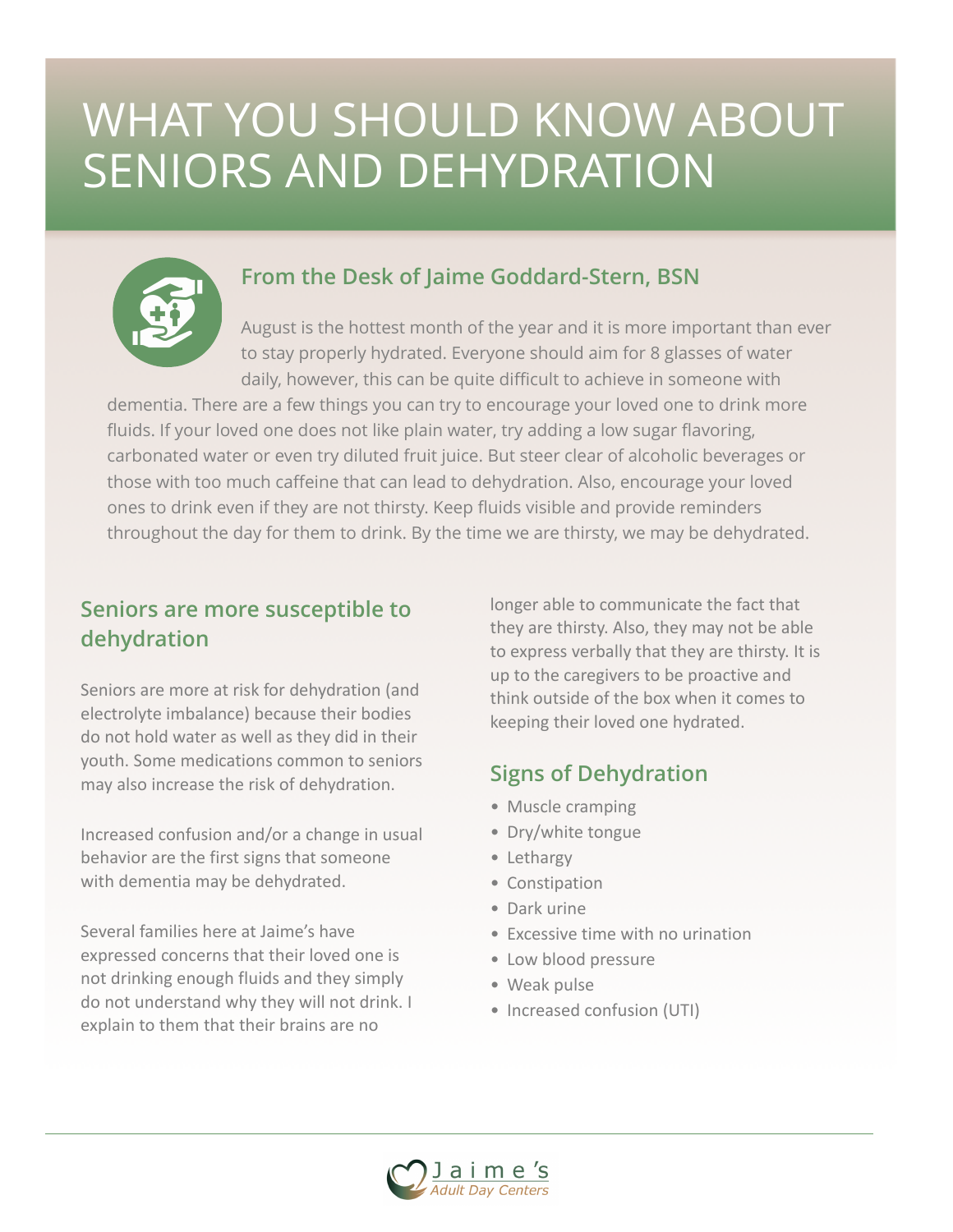# WHAT YOU SHOULD KNOW ABOUT SENIORS AND DEHYDRATION

## From the Desk of Jaime Goddard-Stern, BSN

August is the hottest month of the year and it is more important than ever to stay properly hydrated. Everyone should aim for 8 glasses of water daily, however, this can be quite difficult to achieve in someone with dementia. There are a few things you can try to encourage your loved one to drink more fluids. If your loved one does not like plain water, try adding a low sugar flavoring, carbonated water or even try diluted fruit juice. But steer clear of alcoholic beverages or those with too much caffeine that can lead to dehydration. Also, encourage your loved ones to drink even if they are not thirsty. Keep fluids visible and provide reminders throughout the day for them to drink. By the time we are thirsty, we may be dehydrated.

## Seniors are more susceptible to dehydration

Seniors are more at risk for dehydration (and electrolyte imbalance) because their bodies do not hold water as well as they did in their youth. Some medications common to seniors may also increase the risk of dehydration.

Increased confusion and/or a change in usual behavior are the first signs that someone with dementia may be dehydrated.

Several families here at Jaime's have expressed concerns that their loved one is not drinking enough fluids and they simply do not understand why they will not drink. I explain to them that their brains are no longer able to communicate the fact that they are thirsty. Also, they may not be able to express verbally that they are thirsty. It is up to the caregivers to be proactive and think outside of the box when it comes to keeping their loved one hydrated.

## Signs of Dehydration

- Muscle cramping
- Dry/white tongue
- Lethargy
- Constipation
- Dark urine
- Excessive time with no urination
- Low blood pressure
- Weak pulse
- Increased confusion (UTI)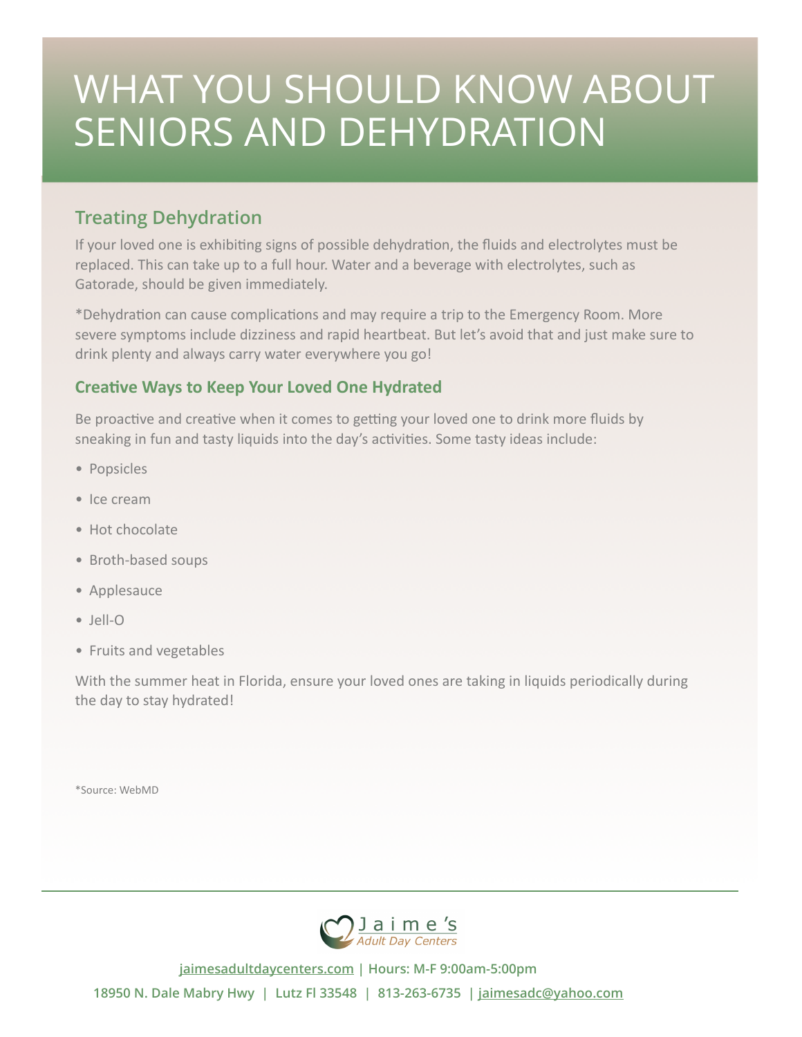# WHAT YOU SHOULD KNOW ABOUT SENIORS AND DEHYDRATION

## Treating Dehydration

If your loved one is exhibiting signs of possible dehydration, the fluids and electrolytes must be replaced. This can take up to a full hour. Water and a beverage with electrolytes, such as Gatorade, should be given immediately.

*Dehydration can cause complications and may require a trip to the Emergency Room. More severe symptoms include dizziness and rapid heartbeat. But let's avoid that and just make sure to drink plenty and always carry water everywhere you go!

### Creative Ways to Keep Your Loved One Hydrated

Be proactive and creative when it comes to getting your loved one to drink more fluids by sneaking in fun and tasty liquids into the day's activities. Some tasty ideas include:

- Popsicles
- Ice cream
- Hot chocolate
- Broth-based soups
- Applesauce
- Jell-O
- Fruits and vegetables

With the summer heat in Florida, ensure your loved ones are taking in liquids periodically during the day to stay hydrated!

*Source: WebMD

Jaime's Adult Day Centers

jaimesadultdaycenters.com | Hours: M-F 9:00am-5:00pm

18950 N. Dale Mabry Hwy | Lutz Fl 33548 | 813-263-6735 | jaimesadc@yahoo.com